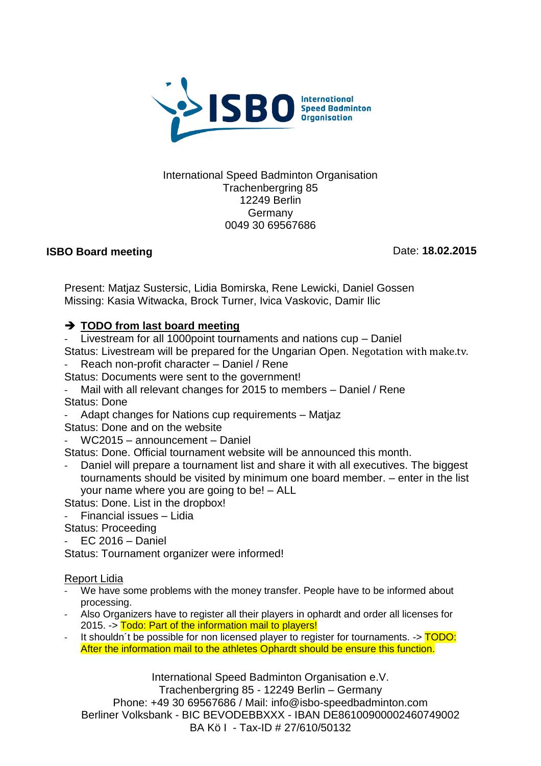ISBO International Speed Badminton Organisation

International Speed Badminton Organisation
Trachenbergring 85
12249 Berlin
Germany
0049 30 69567686

**ISBO Board meeting** Date: **18.02.2015**

Present: Matjaz Sustersic, Lidia Bomirska, Rene Lewicki, Daniel Gossen
Missing: Kasia Witwacka, Brock Turner, Ivica Vaskovic, Damir Ilic

## ➔ TODO from last board meeting

- Livestream for all 1000point tournaments and nations cup – Daniel

Status: Livestream will be prepared for the Ungarian Open. Negotation with make.tv.

- Reach non-profit character – Daniel / Rene

Status: Documents were sent to the government!

- Mail with all relevant changes for 2015 to members – Daniel / Rene

Status: Done

- Adapt changes for Nations cup requirements – Matjaz

Status: Done and on the website

- WC2015 – announcement – Daniel

Status: Done. Official tournament website will be announced this month.

- Daniel will prepare a tournament list and share it with all executives. The biggest tournaments should be visited by minimum one board member. – enter in the list your name where you are going to be! – ALL

Status: Done. List in the dropbox!

- Financial issues – Lidia

Status: Proceeding

- EC 2016 – Daniel

Status: Tournament organizer were informed!

Report Lidia

- We have some problems with the money transfer. People have to be informed about processing.
- Also Organizers have to register all their players in ophardt and order all licenses for 2015. -> Todo: Part of the information mail to players!
- It shouldn´t be possible for non licensed player to register for tournaments. -> TODO: After the information mail to the athletes Ophardt should be ensure this function.

International Speed Badminton Organisation e.V.
Trachenbergring 85 - 12249 Berlin – Germany
Phone: +49 30 69567686 / Mail: info@isbo-speedbadminton.com
Berliner Volksbank - BIC BEVODEBBXXX - IBAN DE86100900002460749002
BA Kö I - Tax-ID # 27/610/50132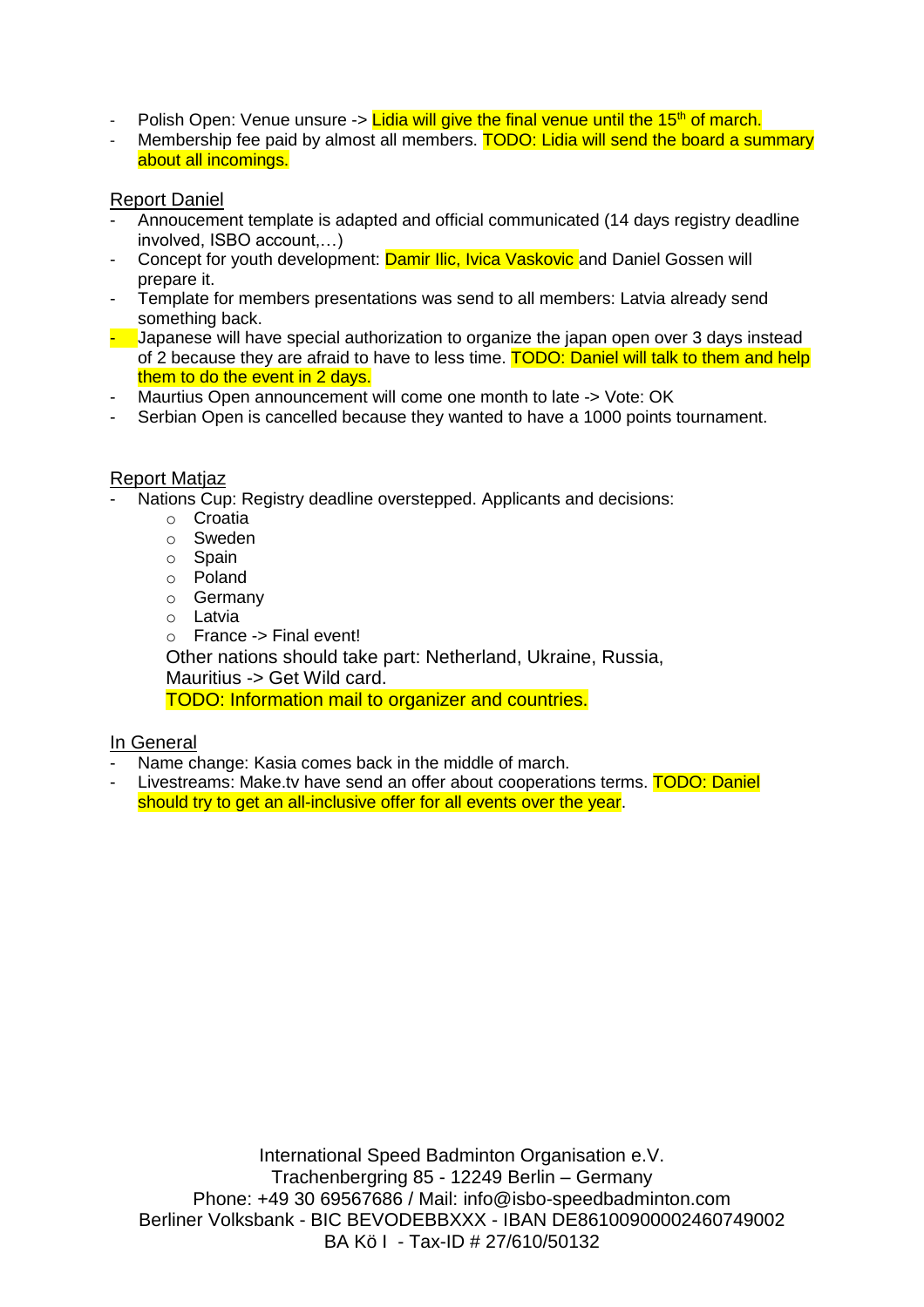- Polish Open: Venue unsure -> Lidia will give the final venue until the 15th of march.
- Membership fee paid by almost all members. TODO: Lidia will send the board a summary about all incomings.

Report Daniel

- Annoucement template is adapted and official communicated (14 days registry deadline involved, ISBO account,…)
- Concept for youth development: Damir Ilic, Ivica Vaskovic and Daniel Gossen will prepare it.
- Template for members presentations was send to all members: Latvia already send something back.
- Japanese will have special authorization to organize the japan open over 3 days instead of 2 because they are afraid to have to less time. TODO: Daniel will talk to them and help them to do the event in 2 days.
- Maurtius Open announcement will come one month to late -> Vote: OK
- Serbian Open is cancelled because they wanted to have a 1000 points tournament.

Report Matjaz

- Nations Cup: Registry deadline overstepped. Applicants and decisions:
  - Croatia
  - Sweden
  - Spain
  - Poland
  - Germany
  - Latvia
  - France -> Final event!

  Other nations should take part: Netherland, Ukraine, Russia, Mauritius -> Get Wild card.

  TODO: Information mail to organizer and countries.

In General

- Name change: Kasia comes back in the middle of march.
- Livestreams: Make.tv have send an offer about cooperations terms. TODO: Daniel should try to get an all-inclusive offer for all events over the year.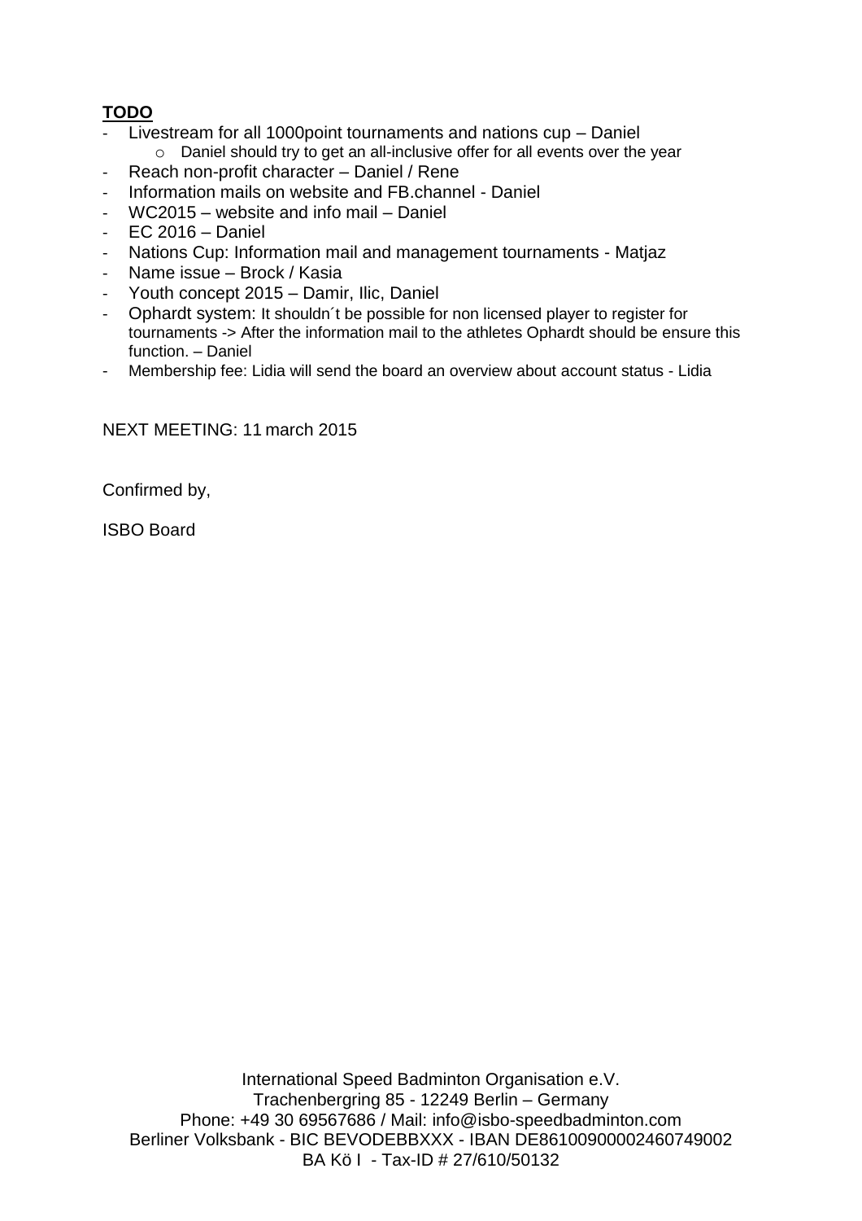**TODO**

- Livestream for all 1000point tournaments and nations cup – Daniel
  - Daniel should try to get an all-inclusive offer for all events over the year
- Reach non-profit character – Daniel / Rene
- Information mails on website and FB.channel - Daniel
- WC2015 – website and info mail – Daniel
- EC 2016 – Daniel
- Nations Cup: Information mail and management tournaments - Matjaz
- Name issue – Brock / Kasia
- Youth concept 2015 – Damir, Ilic, Daniel
- Ophardt system: It shouldn´t be possible for non licensed player to register for tournaments -> After the information mail to the athletes Ophardt should be ensure this function. – Daniel
- Membership fee: Lidia will send the board an overview about account status - Lidia

NEXT MEETING: 11 march 2015

Confirmed by,

ISBO Board

International Speed Badminton Organisation e.V.
Trachenbergring 85 - 12249 Berlin – Germany
Phone: +49 30 69567686 / Mail: info@isbo-speedbadminton.com
Berliner Volksbank - BIC BEVODEBBXXX - IBAN DE86100900002460749002
BA Kö I - Tax-ID # 27/610/50132